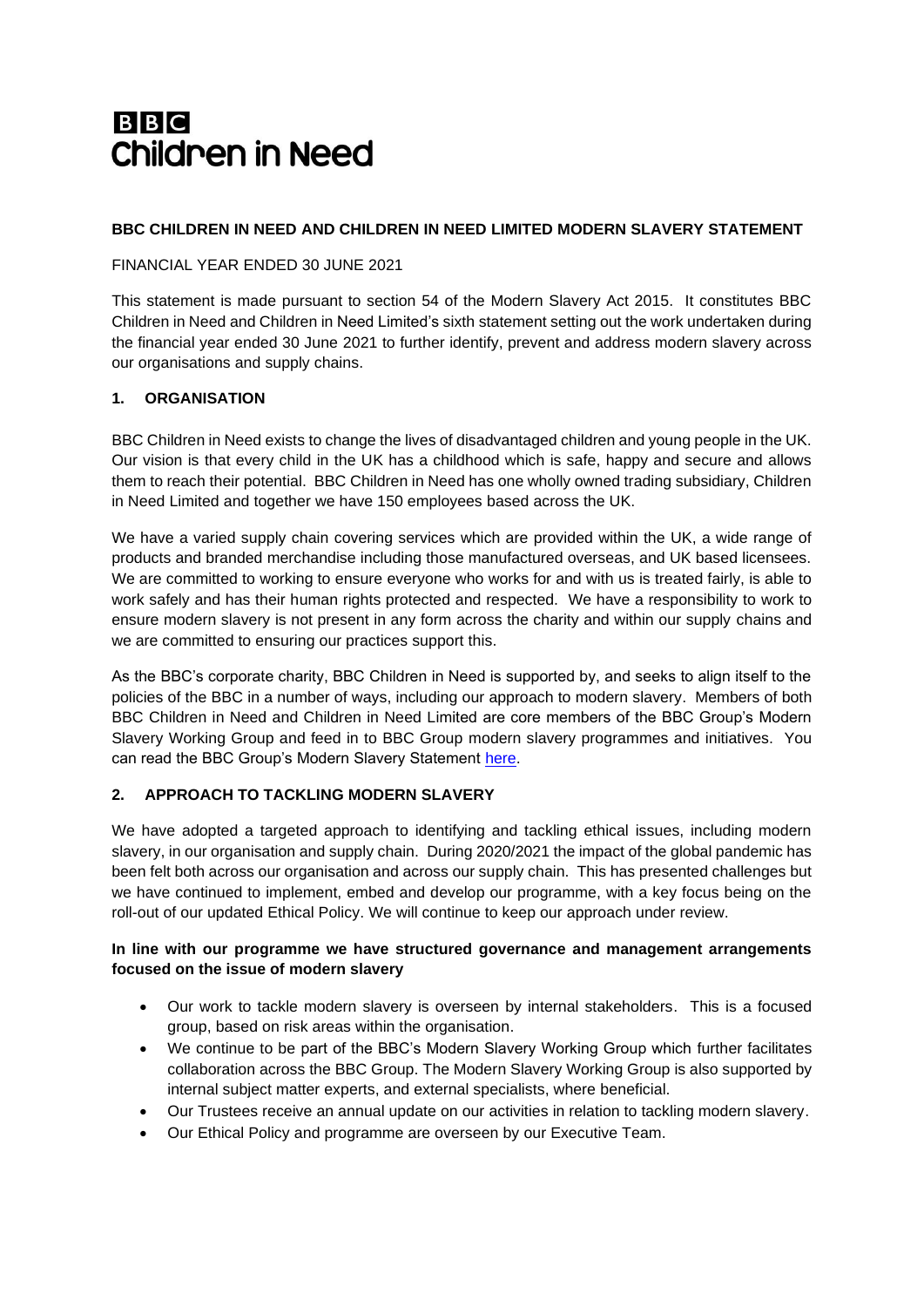BBC Children in Need

**BBC CHILDREN IN NEED AND CHILDREN IN NEED LIMITED MODERN SLAVERY STATEMENT**

FINANCIAL YEAR ENDED 30 JUNE 2021

This statement is made pursuant to section 54 of the Modern Slavery Act 2015. It constitutes BBC Children in Need and Children in Need Limited's sixth statement setting out the work undertaken during the financial year ended 30 June 2021 to further identify, prevent and address modern slavery across our organisations and supply chains.

## 1. ORGANISATION

BBC Children in Need exists to change the lives of disadvantaged children and young people in the UK. Our vision is that every child in the UK has a childhood which is safe, happy and secure and allows them to reach their potential. BBC Children in Need has one wholly owned trading subsidiary, Children in Need Limited and together we have 150 employees based across the UK.

We have a varied supply chain covering services which are provided within the UK, a wide range of products and branded merchandise including those manufactured overseas, and UK based licensees. We are committed to working to ensure everyone who works for and with us is treated fairly, is able to work safely and has their human rights protected and respected. We have a responsibility to work to ensure modern slavery is not present in any form across the charity and within our supply chains and we are committed to ensuring our practices support this.

As the BBC's corporate charity, BBC Children in Need is supported by, and seeks to align itself to the policies of the BBC in a number of ways, including our approach to modern slavery. Members of both BBC Children in Need and Children in Need Limited are core members of the BBC Group's Modern Slavery Working Group and feed in to BBC Group modern slavery programmes and initiatives. You can read the BBC Group's Modern Slavery Statement here.

## 2. APPROACH TO TACKLING MODERN SLAVERY

We have adopted a targeted approach to identifying and tackling ethical issues, including modern slavery, in our organisation and supply chain. During 2020/2021 the impact of the global pandemic has been felt both across our organisation and across our supply chain. This has presented challenges but we have continued to implement, embed and develop our programme, with a key focus being on the roll-out of our updated Ethical Policy. We will continue to keep our approach under review.

**In line with our programme we have structured governance and management arrangements focused on the issue of modern slavery**

- Our work to tackle modern slavery is overseen by internal stakeholders. This is a focused group, based on risk areas within the organisation.
- We continue to be part of the BBC's Modern Slavery Working Group which further facilitates collaboration across the BBC Group. The Modern Slavery Working Group is also supported by internal subject matter experts, and external specialists, where beneficial.
- Our Trustees receive an annual update on our activities in relation to tackling modern slavery.
- Our Ethical Policy and programme are overseen by our Executive Team.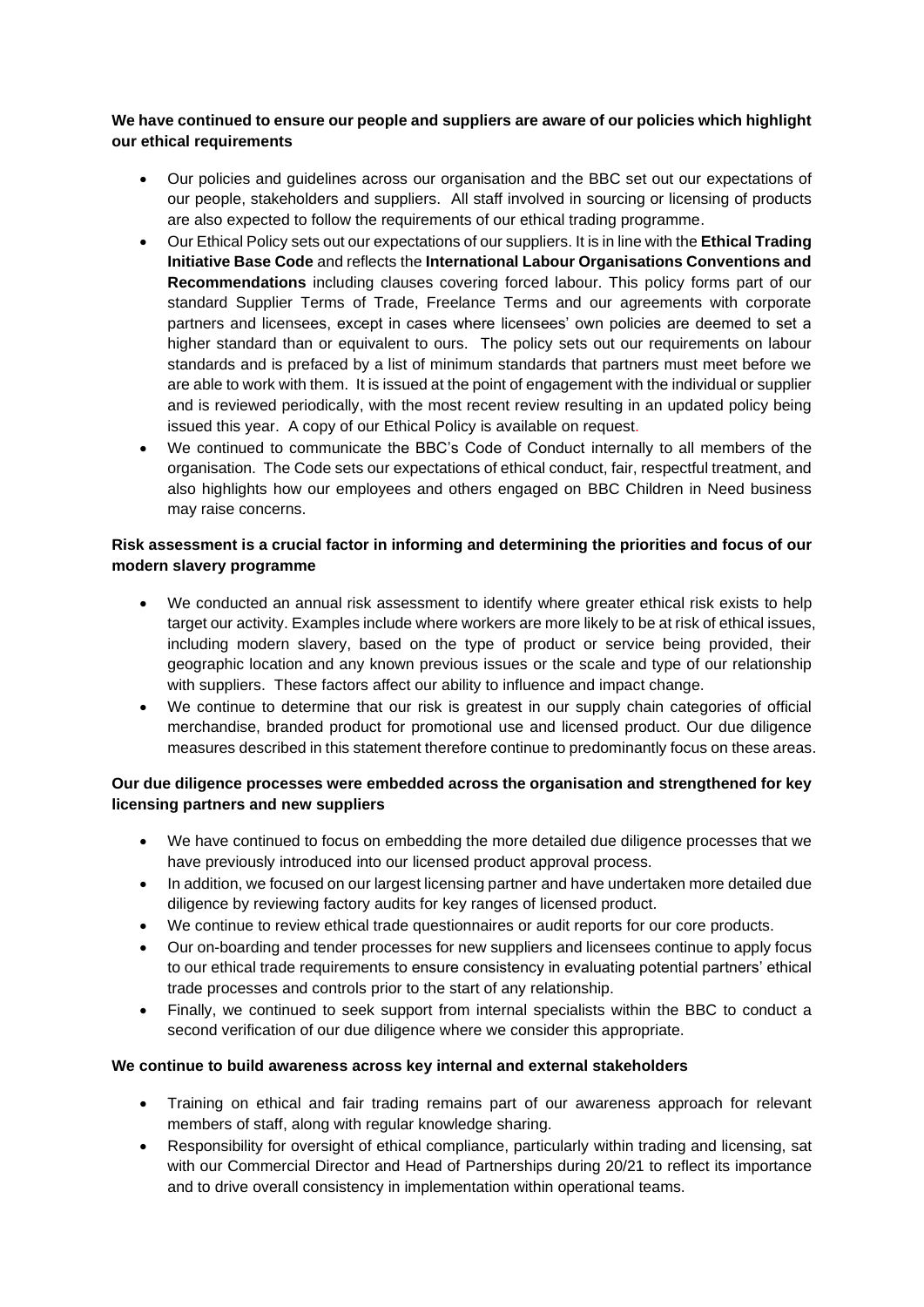**We have continued to ensure our people and suppliers are aware of our policies which highlight our ethical requirements**

- Our policies and guidelines across our organisation and the BBC set out our expectations of our people, stakeholders and suppliers. All staff involved in sourcing or licensing of products are also expected to follow the requirements of our ethical trading programme.
- Our Ethical Policy sets out our expectations of our suppliers. It is in line with the **Ethical Trading Initiative Base Code** and reflects the **International Labour Organisations Conventions and Recommendations** including clauses covering forced labour. This policy forms part of our standard Supplier Terms of Trade, Freelance Terms and our agreements with corporate partners and licensees, except in cases where licensees' own policies are deemed to set a higher standard than or equivalent to ours. The policy sets out our requirements on labour standards and is prefaced by a list of minimum standards that partners must meet before we are able to work with them. It is issued at the point of engagement with the individual or supplier and is reviewed periodically, with the most recent review resulting in an updated policy being issued this year. A copy of our Ethical Policy is available on request.
- We continued to communicate the BBC's Code of Conduct internally to all members of the organisation. The Code sets our expectations of ethical conduct, fair, respectful treatment, and also highlights how our employees and others engaged on BBC Children in Need business may raise concerns.

**Risk assessment is a crucial factor in informing and determining the priorities and focus of our modern slavery programme**

- We conducted an annual risk assessment to identify where greater ethical risk exists to help target our activity. Examples include where workers are more likely to be at risk of ethical issues, including modern slavery, based on the type of product or service being provided, their geographic location and any known previous issues or the scale and type of our relationship with suppliers. These factors affect our ability to influence and impact change.
- We continue to determine that our risk is greatest in our supply chain categories of official merchandise, branded product for promotional use and licensed product. Our due diligence measures described in this statement therefore continue to predominantly focus on these areas.

**Our due diligence processes were embedded across the organisation and strengthened for key licensing partners and new suppliers**

- We have continued to focus on embedding the more detailed due diligence processes that we have previously introduced into our licensed product approval process.
- In addition, we focused on our largest licensing partner and have undertaken more detailed due diligence by reviewing factory audits for key ranges of licensed product.
- We continue to review ethical trade questionnaires or audit reports for our core products.
- Our on-boarding and tender processes for new suppliers and licensees continue to apply focus to our ethical trade requirements to ensure consistency in evaluating potential partners' ethical trade processes and controls prior to the start of any relationship.
- Finally, we continued to seek support from internal specialists within the BBC to conduct a second verification of our due diligence where we consider this appropriate.

**We continue to build awareness across key internal and external stakeholders**

- Training on ethical and fair trading remains part of our awareness approach for relevant members of staff, along with regular knowledge sharing.
- Responsibility for oversight of ethical compliance, particularly within trading and licensing, sat with our Commercial Director and Head of Partnerships during 20/21 to reflect its importance and to drive overall consistency in implementation within operational teams.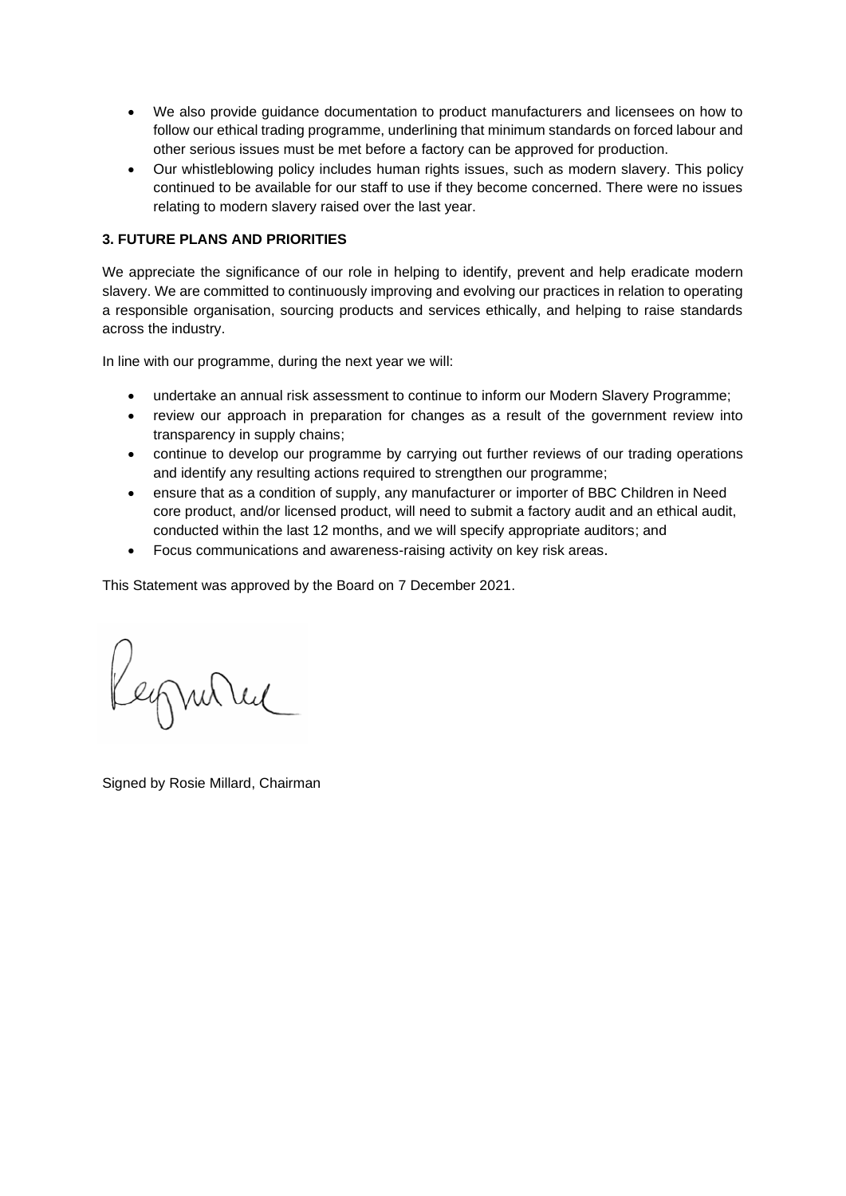- We also provide guidance documentation to product manufacturers and licensees on how to follow our ethical trading programme, underlining that minimum standards on forced labour and other serious issues must be met before a factory can be approved for production.
- Our whistleblowing policy includes human rights issues, such as modern slavery. This policy continued to be available for our staff to use if they become concerned. There were no issues relating to modern slavery raised over the last year.

## 3. FUTURE PLANS AND PRIORITIES

We appreciate the significance of our role in helping to identify, prevent and help eradicate modern slavery. We are committed to continuously improving and evolving our practices in relation to operating a responsible organisation, sourcing products and services ethically, and helping to raise standards across the industry.

In line with our programme, during the next year we will:

- undertake an annual risk assessment to continue to inform our Modern Slavery Programme;
- review our approach in preparation for changes as a result of the government review into transparency in supply chains;
- continue to develop our programme by carrying out further reviews of our trading operations and identify any resulting actions required to strengthen our programme;
- ensure that as a condition of supply, any manufacturer or importer of BBC Children in Need core product, and/or licensed product, will need to submit a factory audit and an ethical audit, conducted within the last 12 months, and we will specify appropriate auditors; and
- Focus communications and awareness-raising activity on key risk areas.

This Statement was approved by the Board on 7 December 2021.

Signed by Rosie Millard, Chairman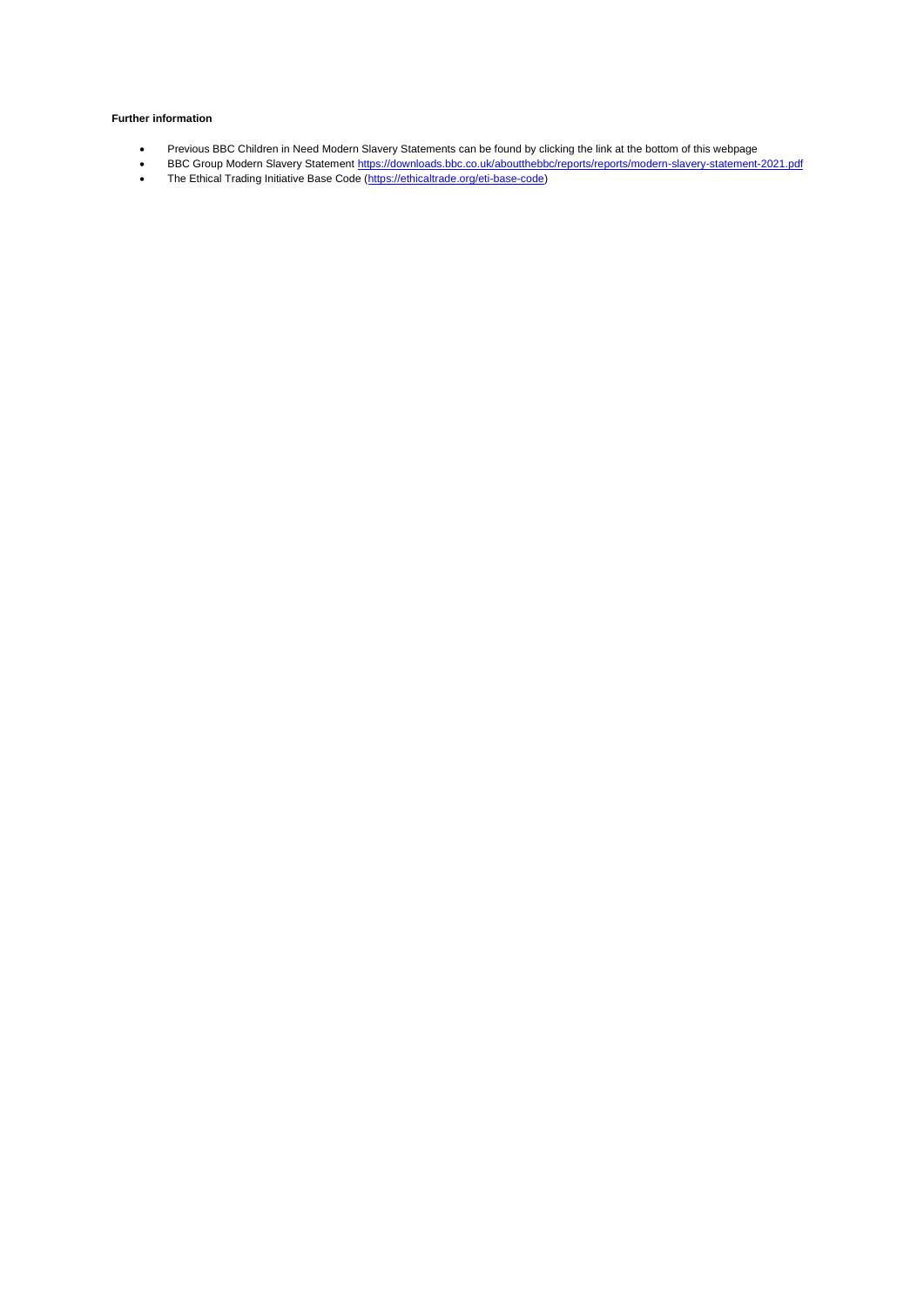**Further information**

- Previous BBC Children in Need Modern Slavery Statements can be found by clicking the link at the bottom of this webpage
- BBC Group Modern Slavery Statement https://downloads.bbc.co.uk/aboutthebbc/reports/reports/modern-slavery-statement-2021.pdf
- The Ethical Trading Initiative Base Code (https://ethicaltrade.org/eti-base-code)